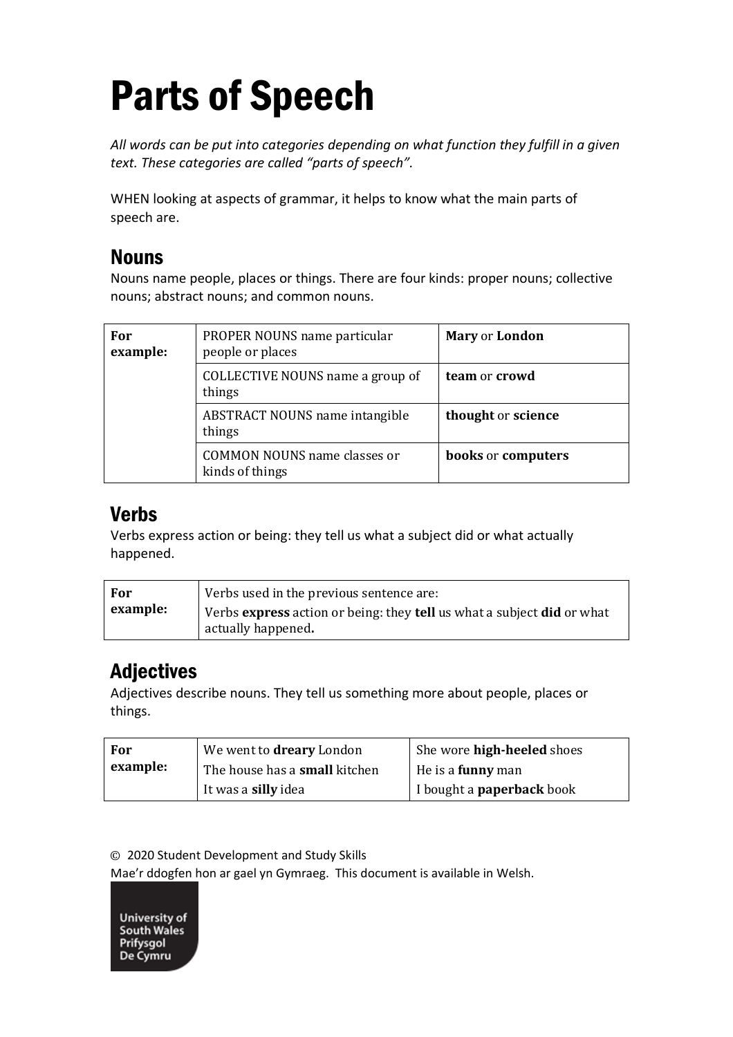# Parts of Speech

*All words can be put into categories depending on what function they fulfill in a given text. These categories are called "parts of speech".*

WHEN looking at aspects of grammar, it helps to know what the main parts of speech are.

## Nouns

Nouns name people, places or things. There are four kinds: proper nouns; collective nouns; abstract nouns; and common nouns.

| **For example:** | PROPER NOUNS name particular people or places | **Mary** or **London** |
|---|---|---|
| | COLLECTIVE NOUNS name a group of things | **team** or **crowd** |
| | ABSTRACT NOUNS name intangible things | **thought** or **science** |
| | COMMON NOUNS name classes or kinds of things | **books** or **computers** |

## Verbs

Verbs express action or being: they tell us what a subject did or what actually happened.

| **For example:** | Verbs used in the previous sentence are: Verbs **express** action or being: they **tell** us what a subject **did** or what actually happened**.** |
|---|---|

## Adjectives

Adjectives describe nouns. They tell us something more about people, places or things.

| **For example:** | We went to **dreary** London | She wore **high-heeled** shoes |
|---|---|---|
| | The house has a **small** kitchen | He is a **funny** man |
| | It was a **silly** idea | I bought a **paperback** book |

© 2020 Student Development and Study Skills
Mae'r ddogfen hon ar gael yn Gymraeg. This document is available in Welsh.

University of South Wales
Prifysgol De Cymru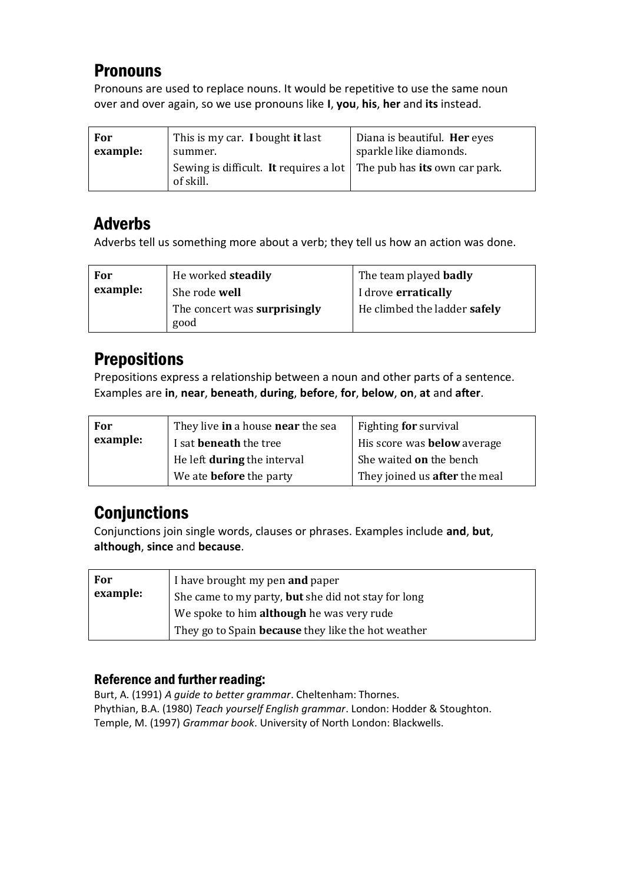## Pronouns

Pronouns are used to replace nouns. It would be repetitive to use the same noun over and over again, so we use pronouns like **I**, **you**, **his**, **her** and **its** instead.

| | | |
|---|---|---|
| **For example:** | This is my car. **I** bought **it** last summer. | Diana is beautiful. **Her** eyes sparkle like diamonds. |
| | Sewing is difficult. **It** requires a lot of skill. | The pub has **its** own car park. |

## Adverbs

Adverbs tell us something more about a verb; they tell us how an action was done.

| | | |
|---|---|---|
| **For example:** | He worked **steadily** | The team played **badly** |
| | She rode **well** | I drove **erratically** |
| | The concert was **surprisingly** good | He climbed the ladder **safely** |

## Prepositions

Prepositions express a relationship between a noun and other parts of a sentence. Examples are **in**, **near**, **beneath**, **during**, **before**, **for**, **below**, **on**, **at** and **after**.

| | | |
|---|---|---|
| **For example:** | They live **in** a house **near** the sea | Fighting **for** survival |
| | I sat **beneath** the tree | His score was **below** average |
| | He left **during** the interval | She waited **on** the bench |
| | We ate **before** the party | They joined us **after** the meal |

## Conjunctions

Conjunctions join single words, clauses or phrases. Examples include **and**, **but**, **although**, **since** and **because**.

| | |
|---|---|
| **For example:** | I have brought my pen **and** paper |
| | She came to my party, **but** she did not stay for long |
| | We spoke to him **although** he was very rude |
| | They go to Spain **because** they like the hot weather |

### Reference and further reading:

Burt, A. (1991) *A guide to better grammar*. Cheltenham: Thornes.
Phythian, B.A. (1980) *Teach yourself English grammar*. London: Hodder & Stoughton.
Temple, M. (1997) *Grammar book*. University of North London: Blackwells.